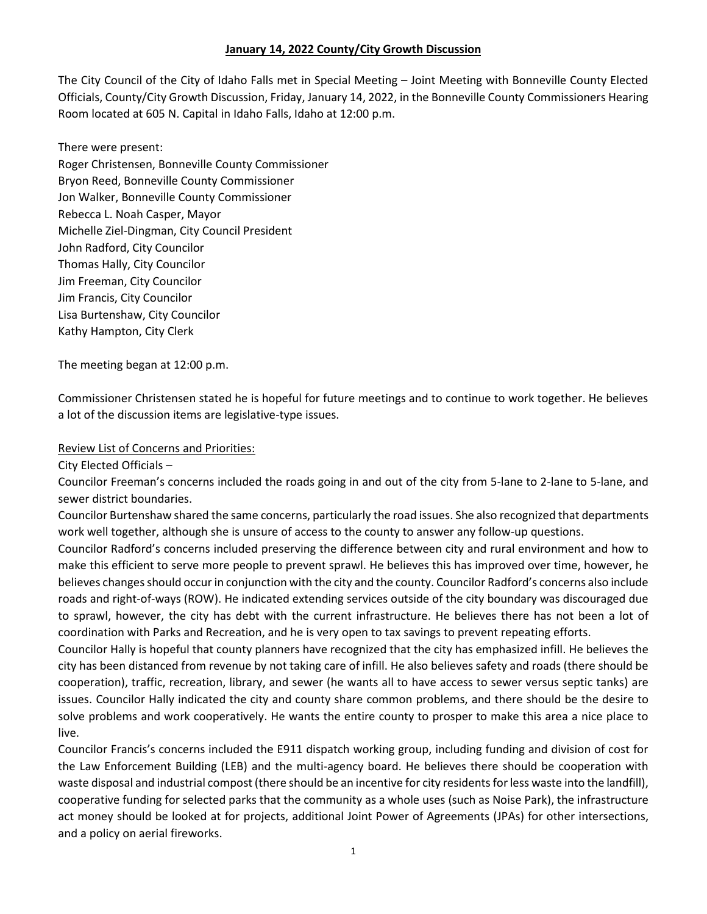# **January 14, 2022 County/City Growth Discussion**

The City Council of the City of Idaho Falls met in Special Meeting – Joint Meeting with Bonneville County Elected Officials, County/City Growth Discussion, Friday, January 14, 2022, in the Bonneville County Commissioners Hearing Room located at 605 N. Capital in Idaho Falls, Idaho at 12:00 p.m.

There were present:
Roger Christensen, Bonneville County Commissioner
Bryon Reed, Bonneville County Commissioner
Jon Walker, Bonneville County Commissioner
Rebecca L. Noah Casper, Mayor
Michelle Ziel-Dingman, City Council President
John Radford, City Councilor
Thomas Hally, City Councilor
Jim Freeman, City Councilor
Jim Francis, City Councilor
Lisa Burtenshaw, City Councilor
Kathy Hampton, City Clerk

The meeting began at 12:00 p.m.

Commissioner Christensen stated he is hopeful for future meetings and to continue to work together. He believes a lot of the discussion items are legislative-type issues.

Review List of Concerns and Priorities:

City Elected Officials –

Councilor Freeman's concerns included the roads going in and out of the city from 5-lane to 2-lane to 5-lane, and sewer district boundaries.

Councilor Burtenshaw shared the same concerns, particularly the road issues. She also recognized that departments work well together, although she is unsure of access to the county to answer any follow-up questions.

Councilor Radford's concerns included preserving the difference between city and rural environment and how to make this efficient to serve more people to prevent sprawl. He believes this has improved over time, however, he believes changes should occur in conjunction with the city and the county. Councilor Radford's concerns also include roads and right-of-ways (ROW). He indicated extending services outside of the city boundary was discouraged due to sprawl, however, the city has debt with the current infrastructure. He believes there has not been a lot of coordination with Parks and Recreation, and he is very open to tax savings to prevent repeating efforts.

Councilor Hally is hopeful that county planners have recognized that the city has emphasized infill. He believes the city has been distanced from revenue by not taking care of infill. He also believes safety and roads (there should be cooperation), traffic, recreation, library, and sewer (he wants all to have access to sewer versus septic tanks) are issues. Councilor Hally indicated the city and county share common problems, and there should be the desire to solve problems and work cooperatively. He wants the entire county to prosper to make this area a nice place to live.

Councilor Francis's concerns included the E911 dispatch working group, including funding and division of cost for the Law Enforcement Building (LEB) and the multi-agency board. He believes there should be cooperation with waste disposal and industrial compost (there should be an incentive for city residents for less waste into the landfill), cooperative funding for selected parks that the community as a whole uses (such as Noise Park), the infrastructure act money should be looked at for projects, additional Joint Power of Agreements (JPAs) for other intersections, and a policy on aerial fireworks.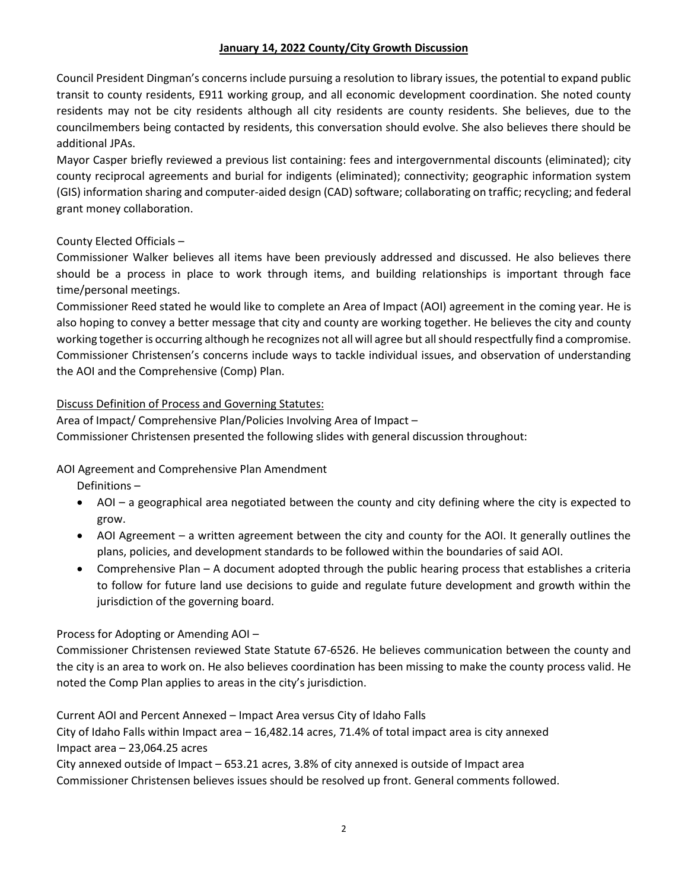## January 14, 2022 County/City Growth Discussion

Council President Dingman's concerns include pursuing a resolution to library issues, the potential to expand public transit to county residents, E911 working group, and all economic development coordination. She noted county residents may not be city residents although all city residents are county residents. She believes, due to the councilmembers being contacted by residents, this conversation should evolve. She also believes there should be additional JPAs.

Mayor Casper briefly reviewed a previous list containing: fees and intergovernmental discounts (eliminated); city county reciprocal agreements and burial for indigents (eliminated); connectivity; geographic information system (GIS) information sharing and computer-aided design (CAD) software; collaborating on traffic; recycling; and federal grant money collaboration.

County Elected Officials –

Commissioner Walker believes all items have been previously addressed and discussed. He also believes there should be a process in place to work through items, and building relationships is important through face time/personal meetings.

Commissioner Reed stated he would like to complete an Area of Impact (AOI) agreement in the coming year. He is also hoping to convey a better message that city and county are working together. He believes the city and county working together is occurring although he recognizes not all will agree but all should respectfully find a compromise.

Commissioner Christensen's concerns include ways to tackle individual issues, and observation of understanding the AOI and the Comprehensive (Comp) Plan.

Discuss Definition of Process and Governing Statutes:

Area of Impact/ Comprehensive Plan/Policies Involving Area of Impact –

Commissioner Christensen presented the following slides with general discussion throughout:

AOI Agreement and Comprehensive Plan Amendment

Definitions –

- AOI – a geographical area negotiated between the county and city defining where the city is expected to grow.
- AOI Agreement – a written agreement between the city and county for the AOI. It generally outlines the plans, policies, and development standards to be followed within the boundaries of said AOI.
- Comprehensive Plan – A document adopted through the public hearing process that establishes a criteria to follow for future land use decisions to guide and regulate future development and growth within the jurisdiction of the governing board.

Process for Adopting or Amending AOI –

Commissioner Christensen reviewed State Statute 67-6526. He believes communication between the county and the city is an area to work on. He also believes coordination has been missing to make the county process valid. He noted the Comp Plan applies to areas in the city's jurisdiction.

Current AOI and Percent Annexed – Impact Area versus City of Idaho Falls

City of Idaho Falls within Impact area – 16,482.14 acres, 71.4% of total impact area is city annexed

Impact area – 23,064.25 acres

City annexed outside of Impact – 653.21 acres, 3.8% of city annexed is outside of Impact area

Commissioner Christensen believes issues should be resolved up front. General comments followed.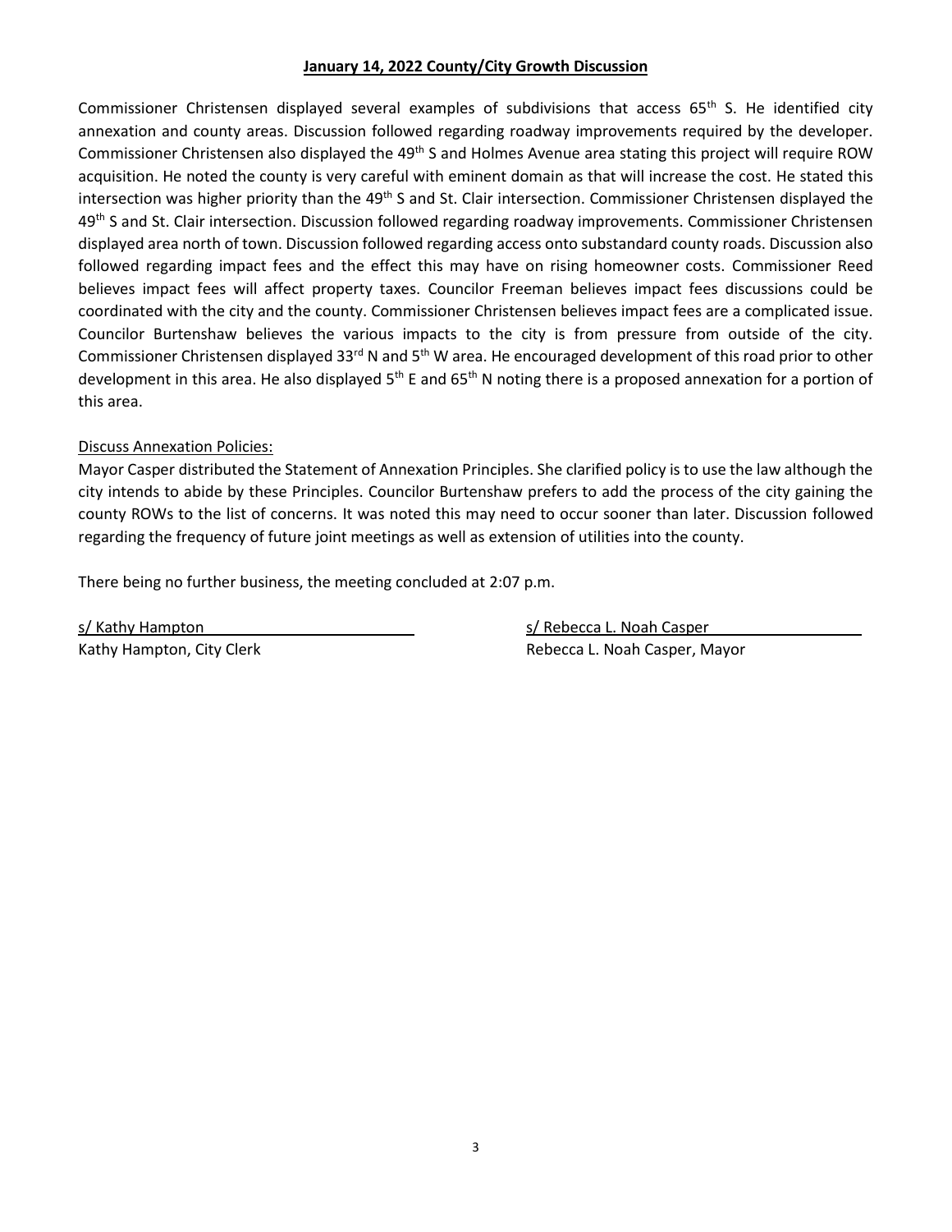**January 14, 2022 County/City Growth Discussion**

Commissioner Christensen displayed several examples of subdivisions that access 65th S. He identified city annexation and county areas. Discussion followed regarding roadway improvements required by the developer. Commissioner Christensen also displayed the 49th S and Holmes Avenue area stating this project will require ROW acquisition. He noted the county is very careful with eminent domain as that will increase the cost. He stated this intersection was higher priority than the 49th S and St. Clair intersection. Commissioner Christensen displayed the 49th S and St. Clair intersection. Discussion followed regarding roadway improvements. Commissioner Christensen displayed area north of town. Discussion followed regarding access onto substandard county roads. Discussion also followed regarding impact fees and the effect this may have on rising homeowner costs. Commissioner Reed believes impact fees will affect property taxes. Councilor Freeman believes impact fees discussions could be coordinated with the city and the county. Commissioner Christensen believes impact fees are a complicated issue. Councilor Burtenshaw believes the various impacts to the city is from pressure from outside of the city. Commissioner Christensen displayed 33rd N and 5th W area. He encouraged development of this road prior to other development in this area. He also displayed 5th E and 65th N noting there is a proposed annexation for a portion of this area.

Discuss Annexation Policies:

Mayor Casper distributed the Statement of Annexation Principles. She clarified policy is to use the law although the city intends to abide by these Principles. Councilor Burtenshaw prefers to add the process of the city gaining the county ROWs to the list of concerns. It was noted this may need to occur sooner than later. Discussion followed regarding the frequency of future joint meetings as well as extension of utilities into the county.

There being no further business, the meeting concluded at 2:07 p.m.

s/ Kathy Hampton
Kathy Hampton, City Clerk

s/ Rebecca L. Noah Casper
Rebecca L. Noah Casper, Mayor